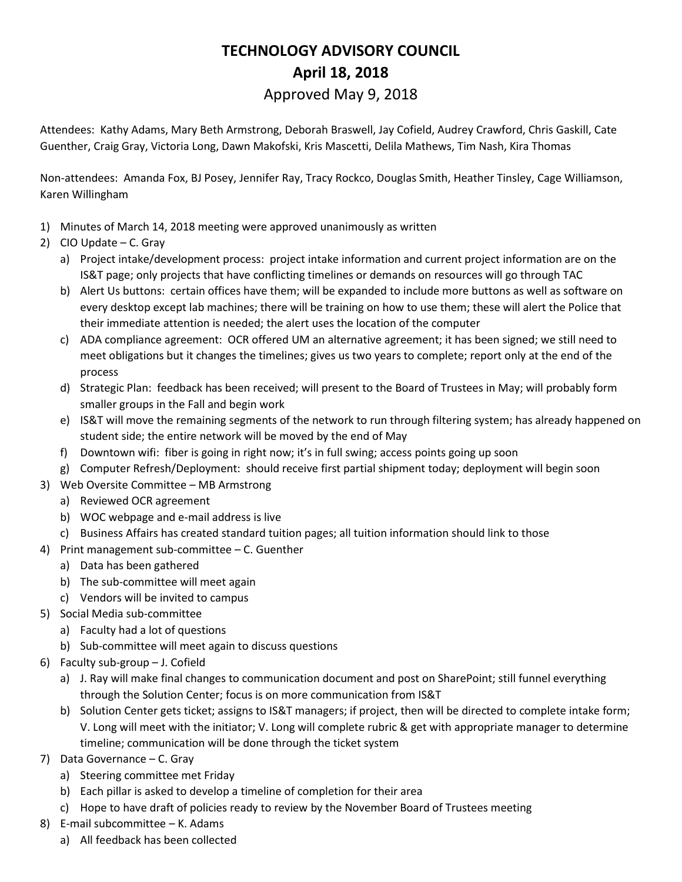# TECHNOLOGY ADVISORY COUNCIL

## April 18, 2018

Approved May 9, 2018

Attendees: Kathy Adams, Mary Beth Armstrong, Deborah Braswell, Jay Cofield, Audrey Crawford, Chris Gaskill, Cate Guenther, Craig Gray, Victoria Long, Dawn Makofski, Kris Mascetti, Delila Mathews, Tim Nash, Kira Thomas

Non-attendees: Amanda Fox, BJ Posey, Jennifer Ray, Tracy Rockco, Douglas Smith, Heather Tinsley, Cage Williamson, Karen Willingham

1) Minutes of March 14, 2018 meeting were approved unanimously as written
2) CIO Update – C. Gray
   a) Project intake/development process: project intake information and current project information are on the IS&T page; only projects that have conflicting timelines or demands on resources will go through TAC
   b) Alert Us buttons: certain offices have them; will be expanded to include more buttons as well as software on every desktop except lab machines; there will be training on how to use them; these will alert the Police that their immediate attention is needed; the alert uses the location of the computer
   c) ADA compliance agreement: OCR offered UM an alternative agreement; it has been signed; we still need to meet obligations but it changes the timelines; gives us two years to complete; report only at the end of the process
   d) Strategic Plan: feedback has been received; will present to the Board of Trustees in May; will probably form smaller groups in the Fall and begin work
   e) IS&T will move the remaining segments of the network to run through filtering system; has already happened on student side; the entire network will be moved by the end of May
   f) Downtown wifi: fiber is going in right now; it's in full swing; access points going up soon
   g) Computer Refresh/Deployment: should receive first partial shipment today; deployment will begin soon
3) Web Oversite Committee – MB Armstrong
   a) Reviewed OCR agreement
   b) WOC webpage and e-mail address is live
   c) Business Affairs has created standard tuition pages; all tuition information should link to those
4) Print management sub-committee – C. Guenther
   a) Data has been gathered
   b) The sub-committee will meet again
   c) Vendors will be invited to campus
5) Social Media sub-committee
   a) Faculty had a lot of questions
   b) Sub-committee will meet again to discuss questions
6) Faculty sub-group – J. Cofield
   a) J. Ray will make final changes to communication document and post on SharePoint; still funnel everything through the Solution Center; focus is on more communication from IS&T
   b) Solution Center gets ticket; assigns to IS&T managers; if project, then will be directed to complete intake form; V. Long will meet with the initiator; V. Long will complete rubric & get with appropriate manager to determine timeline; communication will be done through the ticket system
7) Data Governance – C. Gray
   a) Steering committee met Friday
   b) Each pillar is asked to develop a timeline of completion for their area
   c) Hope to have draft of policies ready to review by the November Board of Trustees meeting
8) E-mail subcommittee – K. Adams
   a) All feedback has been collected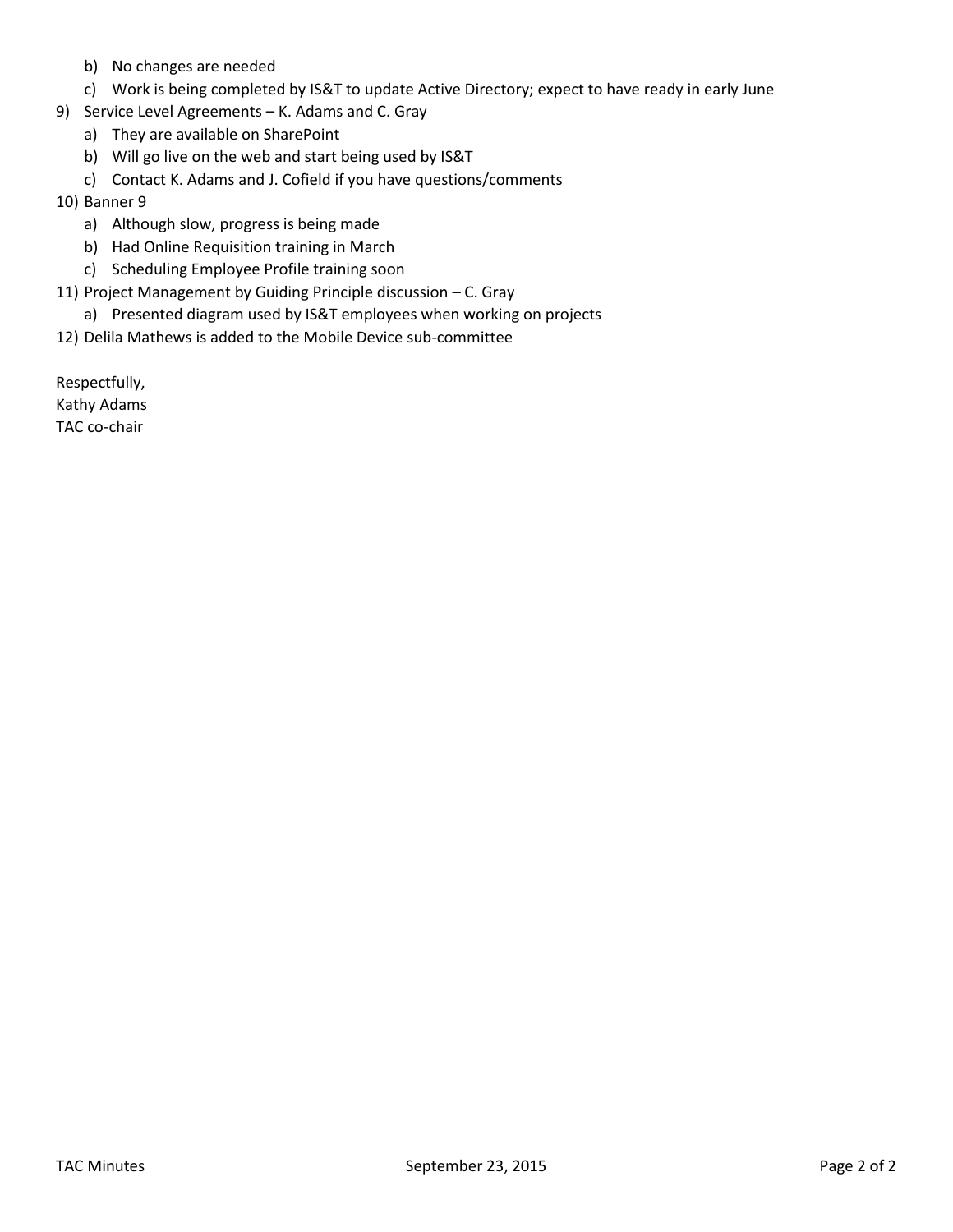b) No changes are needed
   c) Work is being completed by IS&T to update Active Directory; expect to have ready in early June

9) Service Level Agreements – K. Adams and C. Gray
   a) They are available on SharePoint
   b) Will go live on the web and start being used by IS&T
   c) Contact K. Adams and J. Cofield if you have questions/comments
10) Banner 9
    a) Although slow, progress is being made
    b) Had Online Requisition training in March
    c) Scheduling Employee Profile training soon
11) Project Management by Guiding Principle discussion – C. Gray
    a) Presented diagram used by IS&T employees when working on projects
12) Delila Mathews is added to the Mobile Device sub-committee

Respectfully,
Kathy Adams
TAC co-chair